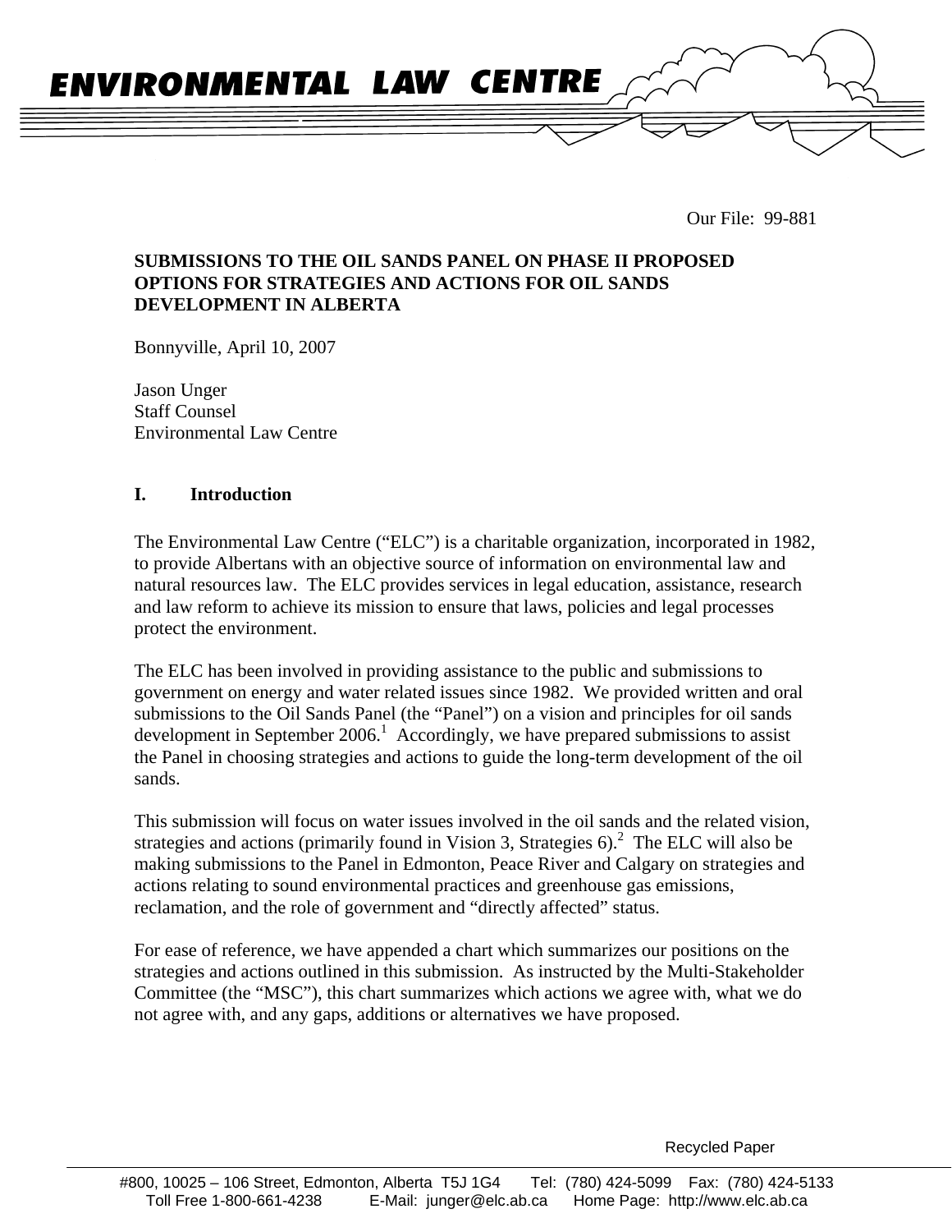**ENVIRONMENTAL LAW CENTRE**

Our File: 99-881

**SUBMISSIONS TO THE OIL SANDS PANEL ON PHASE II PROPOSED OPTIONS FOR STRATEGIES AND ACTIONS FOR OIL SANDS DEVELOPMENT IN ALBERTA**

Bonnyville, April 10, 2007

Jason Unger
Staff Counsel
Environmental Law Centre

## I. Introduction

The Environmental Law Centre ("ELC") is a charitable organization, incorporated in 1982, to provide Albertans with an objective source of information on environmental law and natural resources law. The ELC provides services in legal education, assistance, research and law reform to achieve its mission to ensure that laws, policies and legal processes protect the environment.

The ELC has been involved in providing assistance to the public and submissions to government on energy and water related issues since 1982. We provided written and oral submissions to the Oil Sands Panel (the "Panel") on a vision and principles for oil sands development in September 2006.[1] Accordingly, we have prepared submissions to assist the Panel in choosing strategies and actions to guide the long-term development of the oil sands.

This submission will focus on water issues involved in the oil sands and the related vision, strategies and actions (primarily found in Vision 3, Strategies 6).[2] The ELC will also be making submissions to the Panel in Edmonton, Peace River and Calgary on strategies and actions relating to sound environmental practices and greenhouse gas emissions, reclamation, and the role of government and "directly affected" status.

For ease of reference, we have appended a chart which summarizes our positions on the strategies and actions outlined in this submission. As instructed by the Multi-Stakeholder Committee (the "MSC"), this chart summarizes which actions we agree with, what we do not agree with, and any gaps, additions or alternatives we have proposed.

Recycled Paper

#800, 10025 – 106 Street, Edmonton, Alberta T5J 1G4 Tel: (780) 424-5099 Fax: (780) 424-5133
Toll Free 1-800-661-4238 E-Mail: junger@elc.ab.ca Home Page: http://www.elc.ab.ca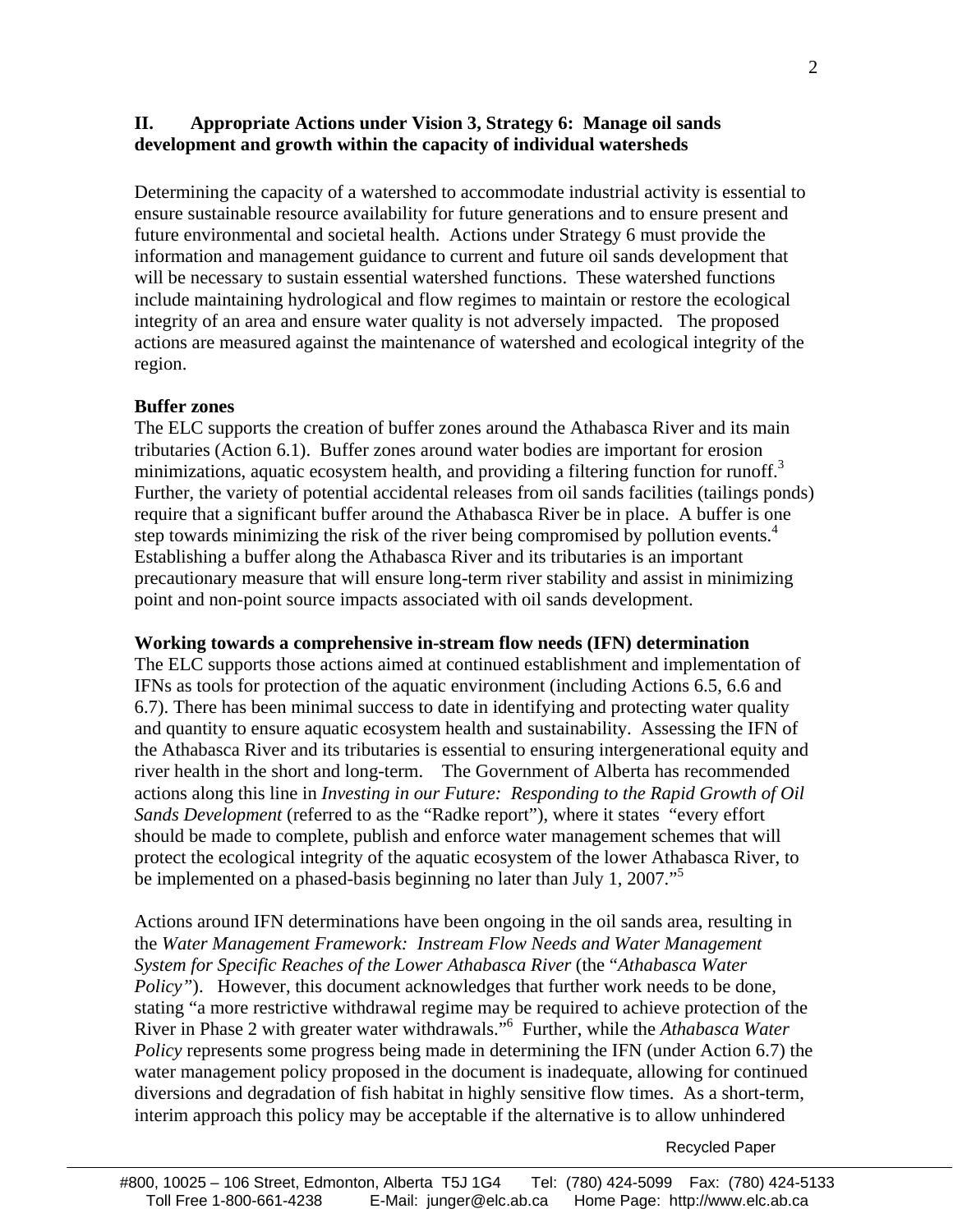## II. Appropriate Actions under Vision 3, Strategy 6: Manage oil sands development and growth within the capacity of individual watersheds

Determining the capacity of a watershed to accommodate industrial activity is essential to ensure sustainable resource availability for future generations and to ensure present and future environmental and societal health. Actions under Strategy 6 must provide the information and management guidance to current and future oil sands development that will be necessary to sustain essential watershed functions. These watershed functions include maintaining hydrological and flow regimes to maintain or restore the ecological integrity of an area and ensure water quality is not adversely impacted. The proposed actions are measured against the maintenance of watershed and ecological integrity of the region.

**Buffer zones**

The ELC supports the creation of buffer zones around the Athabasca River and its main tributaries (Action 6.1). Buffer zones around water bodies are important for erosion minimizations, aquatic ecosystem health, and providing a filtering function for runoff.[3] Further, the variety of potential accidental releases from oil sands facilities (tailings ponds) require that a significant buffer around the Athabasca River be in place. A buffer is one step towards minimizing the risk of the river being compromised by pollution events.[4] Establishing a buffer along the Athabasca River and its tributaries is an important precautionary measure that will ensure long-term river stability and assist in minimizing point and non-point source impacts associated with oil sands development.

**Working towards a comprehensive in-stream flow needs (IFN) determination**

The ELC supports those actions aimed at continued establishment and implementation of IFNs as tools for protection of the aquatic environment (including Actions 6.5, 6.6 and 6.7). There has been minimal success to date in identifying and protecting water quality and quantity to ensure aquatic ecosystem health and sustainability. Assessing the IFN of the Athabasca River and its tributaries is essential to ensuring intergenerational equity and river health in the short and long-term. The Government of Alberta has recommended actions along this line in *Investing in our Future: Responding to the Rapid Growth of Oil Sands Development* (referred to as the "Radke report"), where it states "every effort should be made to complete, publish and enforce water management schemes that will protect the ecological integrity of the aquatic ecosystem of the lower Athabasca River, to be implemented on a phased-basis beginning no later than July 1, 2007."[5]

Actions around IFN determinations have been ongoing in the oil sands area, resulting in the *Water Management Framework: Instream Flow Needs and Water Management System for Specific Reaches of the Lower Athabasca River* (the "*Athabasca Water Policy*"). However, this document acknowledges that further work needs to be done, stating "a more restrictive withdrawal regime may be required to achieve protection of the River in Phase 2 with greater water withdrawals."[6] Further, while the *Athabasca Water Policy* represents some progress being made in determining the IFN (under Action 6.7) the water management policy proposed in the document is inadequate, allowing for continued diversions and degradation of fish habitat in highly sensitive flow times. As a short-term, interim approach this policy may be acceptable if the alternative is to allow unhindered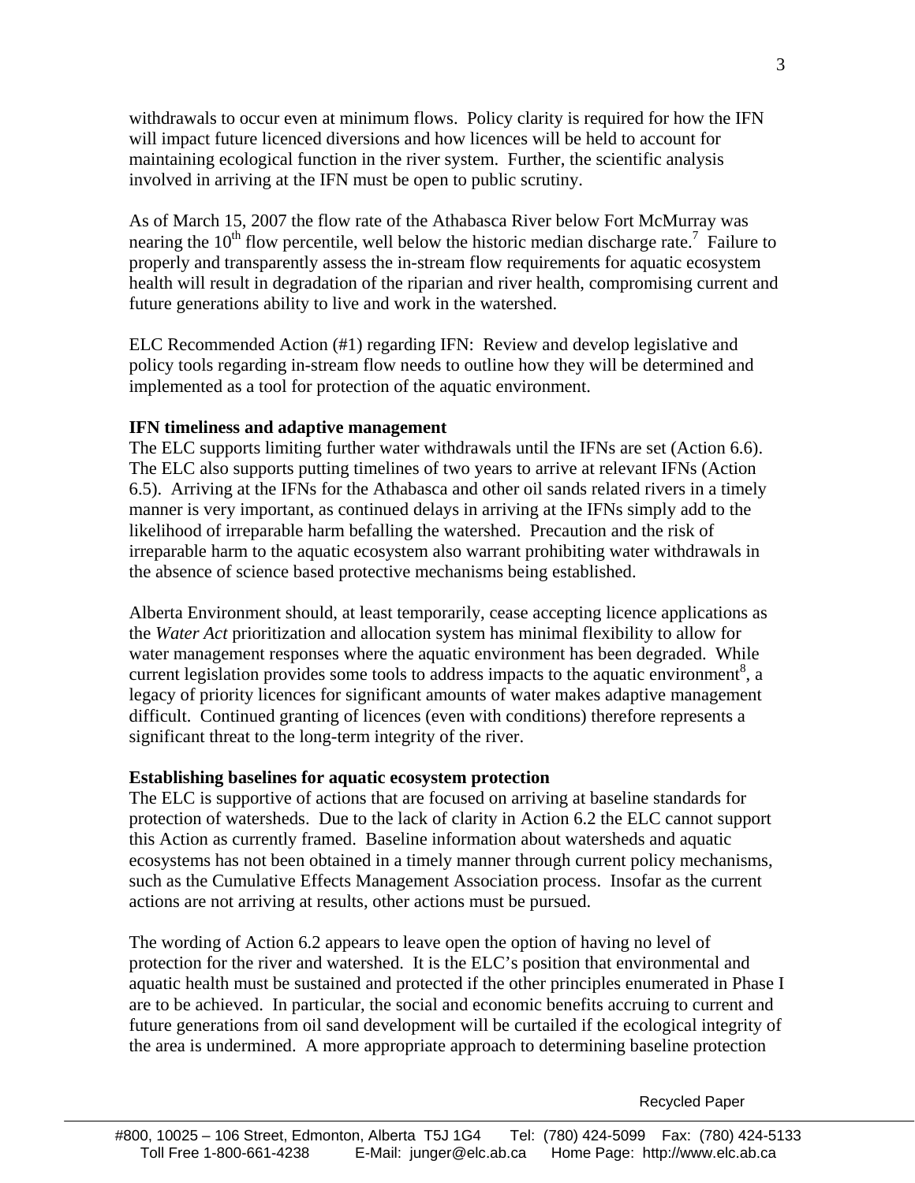withdrawals to occur even at minimum flows. Policy clarity is required for how the IFN will impact future licenced diversions and how licences will be held to account for maintaining ecological function in the river system. Further, the scientific analysis involved in arriving at the IFN must be open to public scrutiny.

As of March 15, 2007 the flow rate of the Athabasca River below Fort McMurray was nearing the 10th flow percentile, well below the historic median discharge rate.[7] Failure to properly and transparently assess the in-stream flow requirements for aquatic ecosystem health will result in degradation of the riparian and river health, compromising current and future generations ability to live and work in the watershed.

ELC Recommended Action (#1) regarding IFN: Review and develop legislative and policy tools regarding in-stream flow needs to outline how they will be determined and implemented as a tool for protection of the aquatic environment.

**IFN timeliness and adaptive management**

The ELC supports limiting further water withdrawals until the IFNs are set (Action 6.6). The ELC also supports putting timelines of two years to arrive at relevant IFNs (Action 6.5). Arriving at the IFNs for the Athabasca and other oil sands related rivers in a timely manner is very important, as continued delays in arriving at the IFNs simply add to the likelihood of irreparable harm befalling the watershed. Precaution and the risk of irreparable harm to the aquatic ecosystem also warrant prohibiting water withdrawals in the absence of science based protective mechanisms being established.

Alberta Environment should, at least temporarily, cease accepting licence applications as the *Water Act* prioritization and allocation system has minimal flexibility to allow for water management responses where the aquatic environment has been degraded. While current legislation provides some tools to address impacts to the aquatic environment[8], a legacy of priority licences for significant amounts of water makes adaptive management difficult. Continued granting of licences (even with conditions) therefore represents a significant threat to the long-term integrity of the river.

**Establishing baselines for aquatic ecosystem protection**

The ELC is supportive of actions that are focused on arriving at baseline standards for protection of watersheds. Due to the lack of clarity in Action 6.2 the ELC cannot support this Action as currently framed. Baseline information about watersheds and aquatic ecosystems has not been obtained in a timely manner through current policy mechanisms, such as the Cumulative Effects Management Association process. Insofar as the current actions are not arriving at results, other actions must be pursued.

The wording of Action 6.2 appears to leave open the option of having no level of protection for the river and watershed. It is the ELC's position that environmental and aquatic health must be sustained and protected if the other principles enumerated in Phase I are to be achieved. In particular, the social and economic benefits accruing to current and future generations from oil sand development will be curtailed if the ecological integrity of the area is undermined. A more appropriate approach to determining baseline protection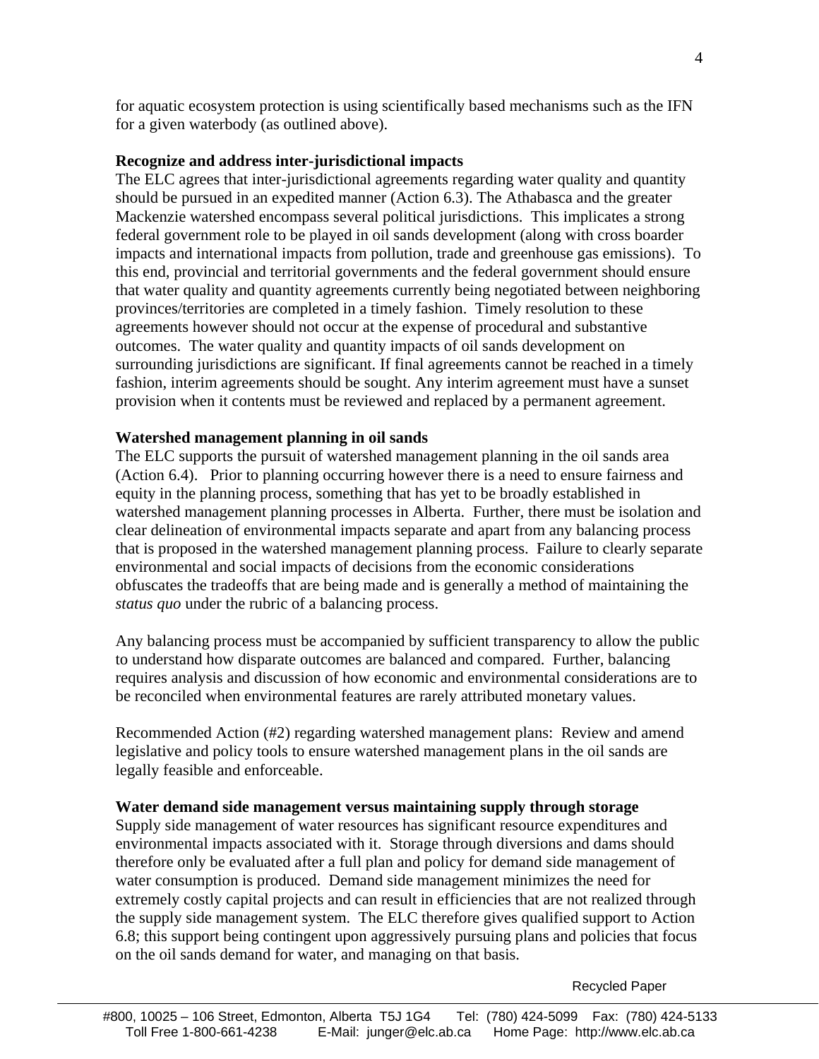for aquatic ecosystem protection is using scientifically based mechanisms such as the IFN for a given waterbody (as outlined above).

**Recognize and address inter-jurisdictional impacts**

The ELC agrees that inter-jurisdictional agreements regarding water quality and quantity should be pursued in an expedited manner (Action 6.3). The Athabasca and the greater Mackenzie watershed encompass several political jurisdictions. This implicates a strong federal government role to be played in oil sands development (along with cross boarder impacts and international impacts from pollution, trade and greenhouse gas emissions). To this end, provincial and territorial governments and the federal government should ensure that water quality and quantity agreements currently being negotiated between neighboring provinces/territories are completed in a timely fashion. Timely resolution to these agreements however should not occur at the expense of procedural and substantive outcomes. The water quality and quantity impacts of oil sands development on surrounding jurisdictions are significant. If final agreements cannot be reached in a timely fashion, interim agreements should be sought. Any interim agreement must have a sunset provision when it contents must be reviewed and replaced by a permanent agreement.

**Watershed management planning in oil sands**

The ELC supports the pursuit of watershed management planning in the oil sands area (Action 6.4). Prior to planning occurring however there is a need to ensure fairness and equity in the planning process, something that has yet to be broadly established in watershed management planning processes in Alberta. Further, there must be isolation and clear delineation of environmental impacts separate and apart from any balancing process that is proposed in the watershed management planning process. Failure to clearly separate environmental and social impacts of decisions from the economic considerations obfuscates the tradeoffs that are being made and is generally a method of maintaining the *status quo* under the rubric of a balancing process.

Any balancing process must be accompanied by sufficient transparency to allow the public to understand how disparate outcomes are balanced and compared. Further, balancing requires analysis and discussion of how economic and environmental considerations are to be reconciled when environmental features are rarely attributed monetary values.

Recommended Action (#2) regarding watershed management plans: Review and amend legislative and policy tools to ensure watershed management plans in the oil sands are legally feasible and enforceable.

**Water demand side management versus maintaining supply through storage**

Supply side management of water resources has significant resource expenditures and environmental impacts associated with it. Storage through diversions and dams should therefore only be evaluated after a full plan and policy for demand side management of water consumption is produced. Demand side management minimizes the need for extremely costly capital projects and can result in efficiencies that are not realized through the supply side management system. The ELC therefore gives qualified support to Action 6.8; this support being contingent upon aggressively pursuing plans and policies that focus on the oil sands demand for water, and managing on that basis.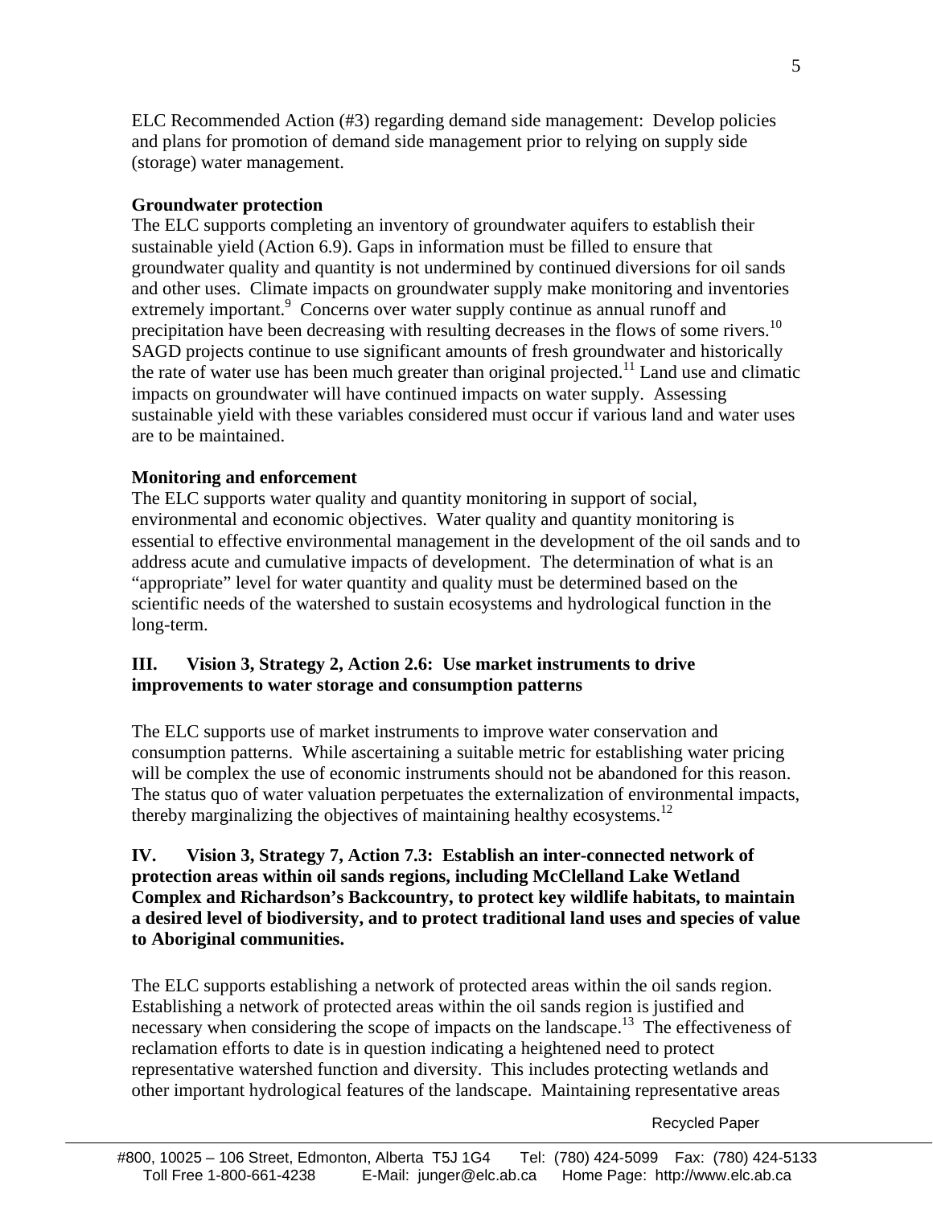ELC Recommended Action (#3) regarding demand side management: Develop policies and plans for promotion of demand side management prior to relying on supply side (storage) water management.

**Groundwater protection**

The ELC supports completing an inventory of groundwater aquifers to establish their sustainable yield (Action 6.9). Gaps in information must be filled to ensure that groundwater quality and quantity is not undermined by continued diversions for oil sands and other uses. Climate impacts on groundwater supply make monitoring and inventories extremely important.[9] Concerns over water supply continue as annual runoff and precipitation have been decreasing with resulting decreases in the flows of some rivers.[10] SAGD projects continue to use significant amounts of fresh groundwater and historically the rate of water use has been much greater than original projected.[11] Land use and climatic impacts on groundwater will have continued impacts on water supply. Assessing sustainable yield with these variables considered must occur if various land and water uses are to be maintained.

**Monitoring and enforcement**

The ELC supports water quality and quantity monitoring in support of social, environmental and economic objectives. Water quality and quantity monitoring is essential to effective environmental management in the development of the oil sands and to address acute and cumulative impacts of development. The determination of what is an "appropriate" level for water quantity and quality must be determined based on the scientific needs of the watershed to sustain ecosystems and hydrological function in the long-term.

## III. Vision 3, Strategy 2, Action 2.6: Use market instruments to drive improvements to water storage and consumption patterns

The ELC supports use of market instruments to improve water conservation and consumption patterns. While ascertaining a suitable metric for establishing water pricing will be complex the use of economic instruments should not be abandoned for this reason. The status quo of water valuation perpetuates the externalization of environmental impacts, thereby marginalizing the objectives of maintaining healthy ecosystems.[12]

## IV. Vision 3, Strategy 7, Action 7.3: Establish an inter-connected network of protection areas within oil sands regions, including McClelland Lake Wetland Complex and Richardson's Backcountry, to protect key wildlife habitats, to maintain a desired level of biodiversity, and to protect traditional land uses and species of value to Aboriginal communities.

The ELC supports establishing a network of protected areas within the oil sands region. Establishing a network of protected areas within the oil sands region is justified and necessary when considering the scope of impacts on the landscape.[13] The effectiveness of reclamation efforts to date is in question indicating a heightened need to protect representative watershed function and diversity. This includes protecting wetlands and other important hydrological features of the landscape. Maintaining representative areas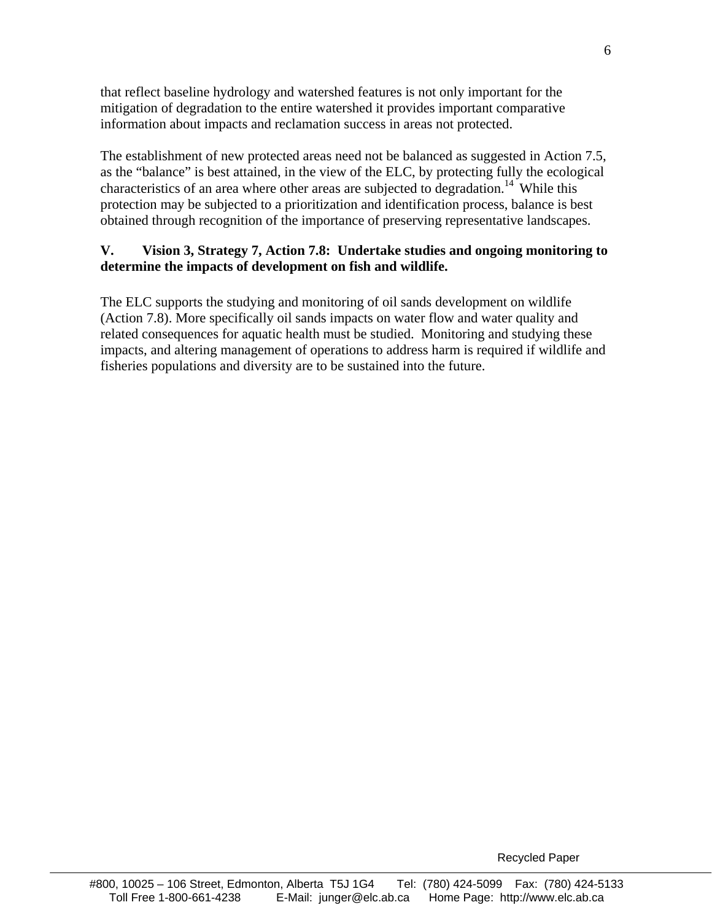that reflect baseline hydrology and watershed features is not only important for the mitigation of degradation to the entire watershed it provides important comparative information about impacts and reclamation success in areas not protected.

The establishment of new protected areas need not be balanced as suggested in Action 7.5, as the "balance" is best attained, in the view of the ELC, by protecting fully the ecological characteristics of an area where other areas are subjected to degradation.[14] While this protection may be subjected to a prioritization and identification process, balance is best obtained through recognition of the importance of preserving representative landscapes.

**V. Vision 3, Strategy 7, Action 7.8: Undertake studies and ongoing monitoring to determine the impacts of development on fish and wildlife.**

The ELC supports the studying and monitoring of oil sands development on wildlife (Action 7.8). More specifically oil sands impacts on water flow and water quality and related consequences for aquatic health must be studied. Monitoring and studying these impacts, and altering management of operations to address harm is required if wildlife and fisheries populations and diversity are to be sustained into the future.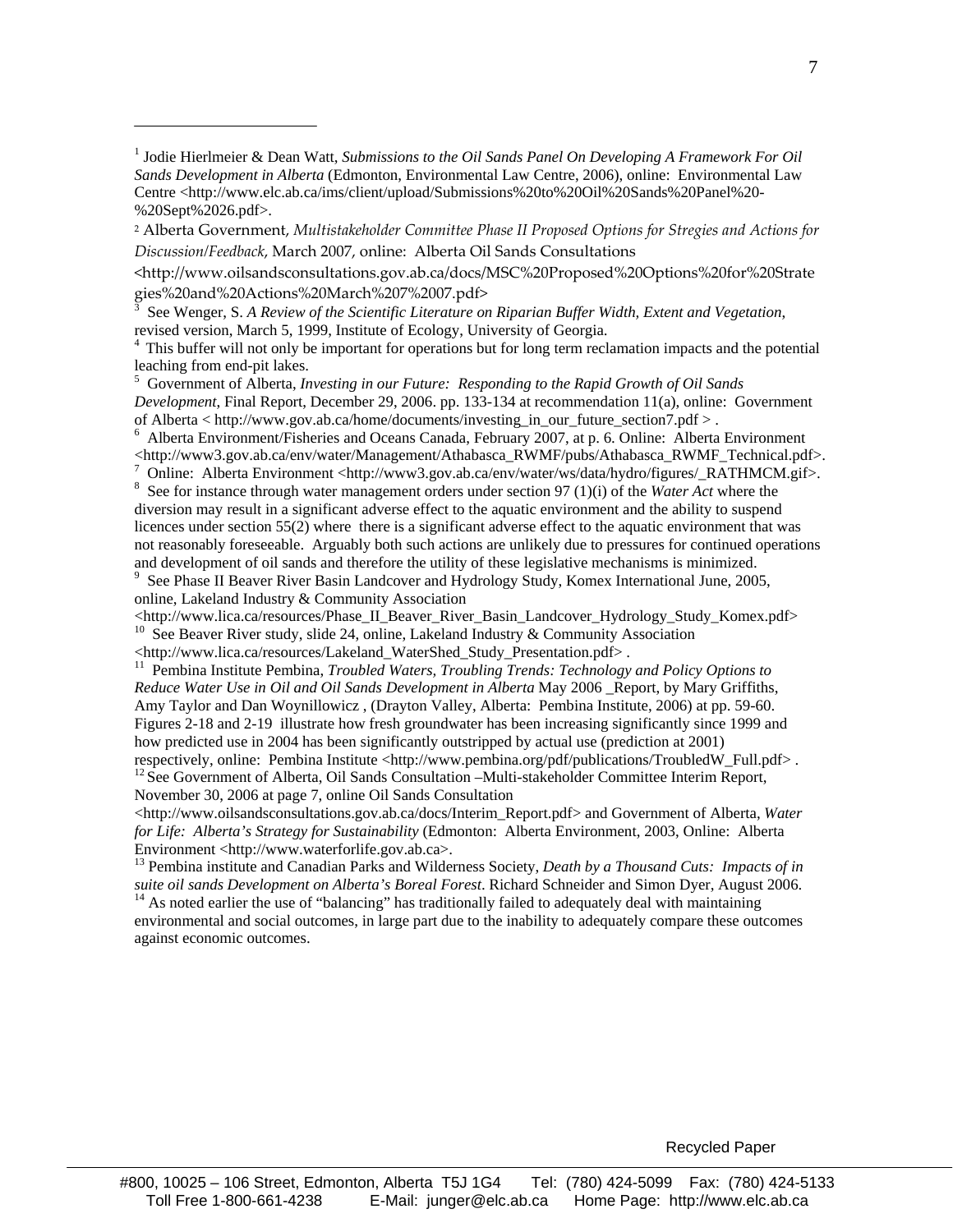[1] Jodie Hierlmeier & Dean Watt, *Submissions to the Oil Sands Panel On Developing A Framework For Oil Sands Development in Alberta* (Edmonton, Environmental Law Centre, 2006), online: Environmental Law Centre <http://www.elc.ab.ca/ims/client/upload/Submissions%20to%20Oil%20Sands%20Panel%20-%20Sept%2026.pdf>.

[2] Alberta Government, *Multistakeholder Committee Phase II Proposed Options for Stregies and Actions for Discussion/Feedback,* March 2007, online: Alberta Oil Sands Consultations <http://www.oilsandsconsultations.gov.ab.ca/docs/MSC%20Proposed%20Options%20for%20Strategies%20and%20Actions%20March%207%2007.pdf>

[3] See Wenger, S. *A Review of the Scientific Literature on Riparian Buffer Width, Extent and Vegetation*, revised version, March 5, 1999, Institute of Ecology, University of Georgia.

[4] This buffer will not only be important for operations but for long term reclamation impacts and the potential leaching from end-pit lakes.

[5] Government of Alberta, *Investing in our Future: Responding to the Rapid Growth of Oil Sands Development*, Final Report, December 29, 2006. pp. 133-134 at recommendation 11(a), online: Government of Alberta < http://www.gov.ab.ca/home/documents/investing_in_our_future_section7.pdf > .

[6] Alberta Environment/Fisheries and Oceans Canada, February 2007, at p. 6. Online: Alberta Environment <http://www3.gov.ab.ca/env/water/Management/Athabasca_RWMF/pubs/Athabasca_RWMF_Technical.pdf>.

[7] Online: Alberta Environment <http://www3.gov.ab.ca/env/water/ws/data/hydro/figures/_RATHMCM.gif>.

[8] See for instance through water management orders under section 97 (1)(i) of the *Water Act* where the diversion may result in a significant adverse effect to the aquatic environment and the ability to suspend licences under section 55(2) where there is a significant adverse effect to the aquatic environment that was not reasonably foreseeable. Arguably both such actions are unlikely due to pressures for continued operations and development of oil sands and therefore the utility of these legislative mechanisms is minimized.

[9] See Phase II Beaver River Basin Landcover and Hydrology Study, Komex International June, 2005, online, Lakeland Industry & Community Association <http://www.lica.ca/resources/Phase_II_Beaver_River_Basin_Landcover_Hydrology_Study_Komex.pdf>

[10] See Beaver River study, slide 24, online, Lakeland Industry & Community Association <http://www.lica.ca/resources/Lakeland_WaterShed_Study_Presentation.pdf> .

[11] Pembina Institute Pembina, *Troubled Waters, Troubling Trends: Technology and Policy Options to Reduce Water Use in Oil and Oil Sands Development in Alberta* May 2006 _Report, by Mary Griffiths, Amy Taylor and Dan Woynillowicz , (Drayton Valley, Alberta: Pembina Institute, 2006) at pp. 59-60. Figures 2-18 and 2-19 illustrate how fresh groundwater has been increasing significantly since 1999 and how predicted use in 2004 has been significantly outstripped by actual use (prediction at 2001) respectively, online: Pembina Institute <http://www.pembina.org/pdf/publications/TroubledW_Full.pdf> .

[12] See Government of Alberta, Oil Sands Consultation –Multi-stakeholder Committee Interim Report, November 30, 2006 at page 7, online Oil Sands Consultation <http://www.oilsandsconsultations.gov.ab.ca/docs/Interim_Report.pdf> and Government of Alberta, *Water for Life: Alberta's Strategy for Sustainability* (Edmonton: Alberta Environment, 2003, Online: Alberta Environment <http://www.waterforlife.gov.ab.ca>.

[13] Pembina institute and Canadian Parks and Wilderness Society, *Death by a Thousand Cuts: Impacts of in suite oil sands Development on Alberta's Boreal Forest*. Richard Schneider and Simon Dyer, August 2006.

[14] As noted earlier the use of "balancing" has traditionally failed to adequately deal with maintaining environmental and social outcomes, in large part due to the inability to adequately compare these outcomes against economic outcomes.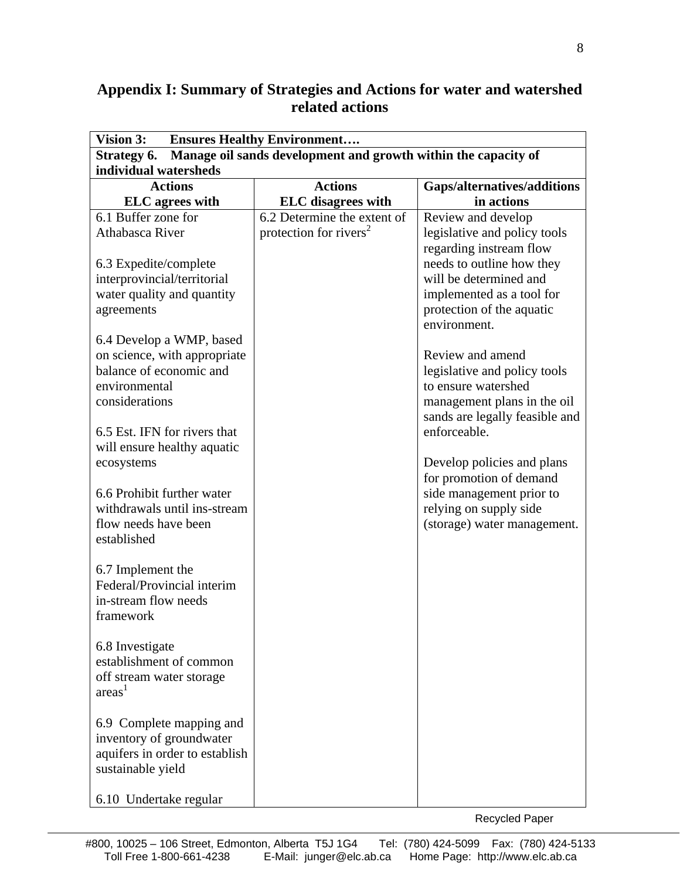## Appendix I: Summary of Strategies and Actions for water and watershed related actions

| **Vision 3: Ensures Healthy Environment….** | | |
|---|---|---|
| **Strategy 6. Manage oil sands development and growth within the capacity of individual watersheds** | | |
| **Actions ELC agrees with** | **Actions ELC disagrees with** | **Gaps/alternatives/additions in actions** |
| 6.1 Buffer zone for Athabasca River<br><br>6.3 Expedite/complete interprovincial/territorial water quality and quantity agreements<br><br>6.4 Develop a WMP, based on science, with appropriate balance of economic and environmental considerations<br><br>6.5 Est. IFN for rivers that will ensure healthy aquatic ecosystems<br><br>6.6 Prohibit further water withdrawals until ins-stream flow needs have been established<br><br>6.7 Implement the Federal/Provincial interim in-stream flow needs framework<br><br>6.8 Investigate establishment of common off stream water storage areas[1]<br><br>6.9 Complete mapping and inventory of groundwater aquifers in order to establish sustainable yield<br><br>6.10 Undertake regular | 6.2 Determine the extent of protection for rivers[2] | Review and develop legislative and policy tools regarding instream flow needs to outline how they will be determined and implemented as a tool for protection of the aquatic environment.<br><br>Review and amend legislative and policy tools to ensure watershed management plans in the oil sands are legally feasible and enforceable.<br><br>Develop policies and plans for promotion of demand side management prior to relying on supply side (storage) water management. |

Recycled Paper

#800, 10025 – 106 Street, Edmonton, Alberta T5J 1G4 Tel: (780) 424-5099 Fax: (780) 424-5133
Toll Free 1-800-661-4238 E-Mail: junger@elc.ab.ca Home Page: http://www.elc.ab.ca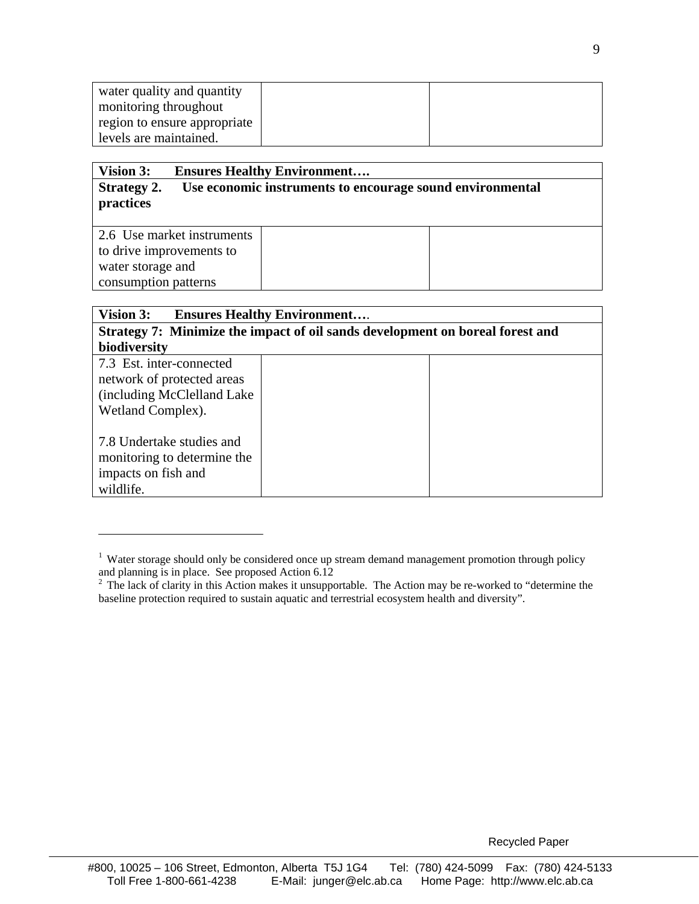| | | |
|---|---|---|
| water quality and quantity monitoring throughout region to ensure appropriate levels are maintained. | | |

| **Vision 3: Ensures Healthy Environment….** | | |
|---|---|---|
| **Strategy 2. Use economic instruments to encourage sound environmental practices** | | |
| 2.6 Use market instruments to drive improvements to water storage and consumption patterns | | |

| **Vision 3: Ensures Healthy Environment….** | | |
|---|---|---|
| **Strategy 7: Minimize the impact of oil sands development on boreal forest and biodiversity** | | |
| 7.3 Est. inter-connected network of protected areas (including McClelland Lake Wetland Complex).<br><br>7.8 Undertake studies and monitoring to determine the impacts on fish and wildlife. | | |

---

[1] Water storage should only be considered once up stream demand management promotion through policy and planning is in place. See proposed Action 6.12

[2] The lack of clarity in this Action makes it unsupportable. The Action may be re-worked to "determine the baseline protection required to sustain aquatic and terrestrial ecosystem health and diversity".

Recycled Paper

#800, 10025 – 106 Street, Edmonton, Alberta T5J 1G4 Tel: (780) 424-5099 Fax: (780) 424-5133
Toll Free 1-800-661-4238 E-Mail: junger@elc.ab.ca Home Page: http://www.elc.ab.ca